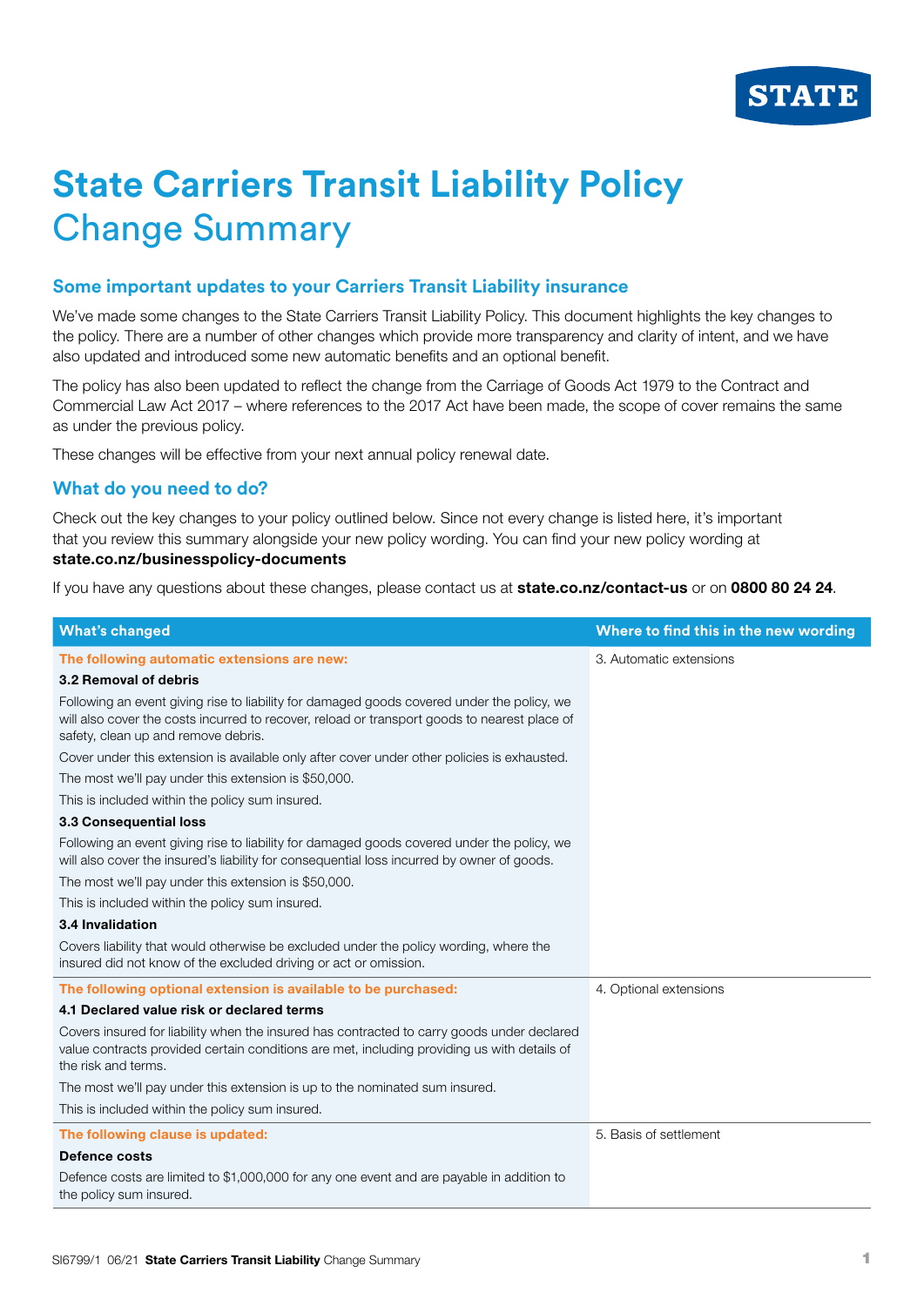STATE

# State Carriers Transit Liability Policy
## Change Summary

### Some important updates to your Carriers Transit Liability insurance

We've made some changes to the State Carriers Transit Liability Policy. This document highlights the key changes to the policy. There are a number of other changes which provide more transparency and clarity of intent, and we have also updated and introduced some new automatic benefits and an optional benefit.

The policy has also been updated to reflect the change from the Carriage of Goods Act 1979 to the Contract and Commercial Law Act 2017 – where references to the 2017 Act have been made, the scope of cover remains the same as under the previous policy.

These changes will be effective from your next annual policy renewal date.

### What do you need to do?

Check out the key changes to your policy outlined below. Since not every change is listed here, it's important that you review this summary alongside your new policy wording. You can find your new policy wording at **state.co.nz/businesspolicy-documents**

If you have any questions about these changes, please contact us at **state.co.nz/contact-us** or on **0800 80 24 24**.

| What's changed | Where to find this in the new wording |
|---|---|
| **The following automatic extensions are new:**<br>**3.2 Removal of debris**<br>Following an event giving rise to liability for damaged goods covered under the policy, we will also cover the costs incurred to recover, reload or transport goods to nearest place of safety, clean up and remove debris.<br>Cover under this extension is available only after cover under other policies is exhausted.<br>The most we'll pay under this extension is $50,000.<br>This is included within the policy sum insured.<br>**3.3 Consequential loss**<br>Following an event giving rise to liability for damaged goods covered under the policy, we will also cover the insured's liability for consequential loss incurred by owner of goods.<br>The most we'll pay under this extension is $50,000.<br>This is included within the policy sum insured.<br>**3.4 Invalidation**<br>Covers liability that would otherwise be excluded under the policy wording, where the insured did not know of the excluded driving or act or omission. | 3. Automatic extensions |
| **The following optional extension is available to be purchased:**<br>**4.1 Declared value risk or declared terms**<br>Covers insured for liability when the insured has contracted to carry goods under declared value contracts provided certain conditions are met, including providing us with details of the risk and terms.<br>The most we'll pay under this extension is up to the nominated sum insured.<br>This is included within the policy sum insured. | 4. Optional extensions |
| **The following clause is updated:**<br>**Defence costs**<br>Defence costs are limited to $1,000,000 for any one event and are payable in addition to the policy sum insured. | 5. Basis of settlement |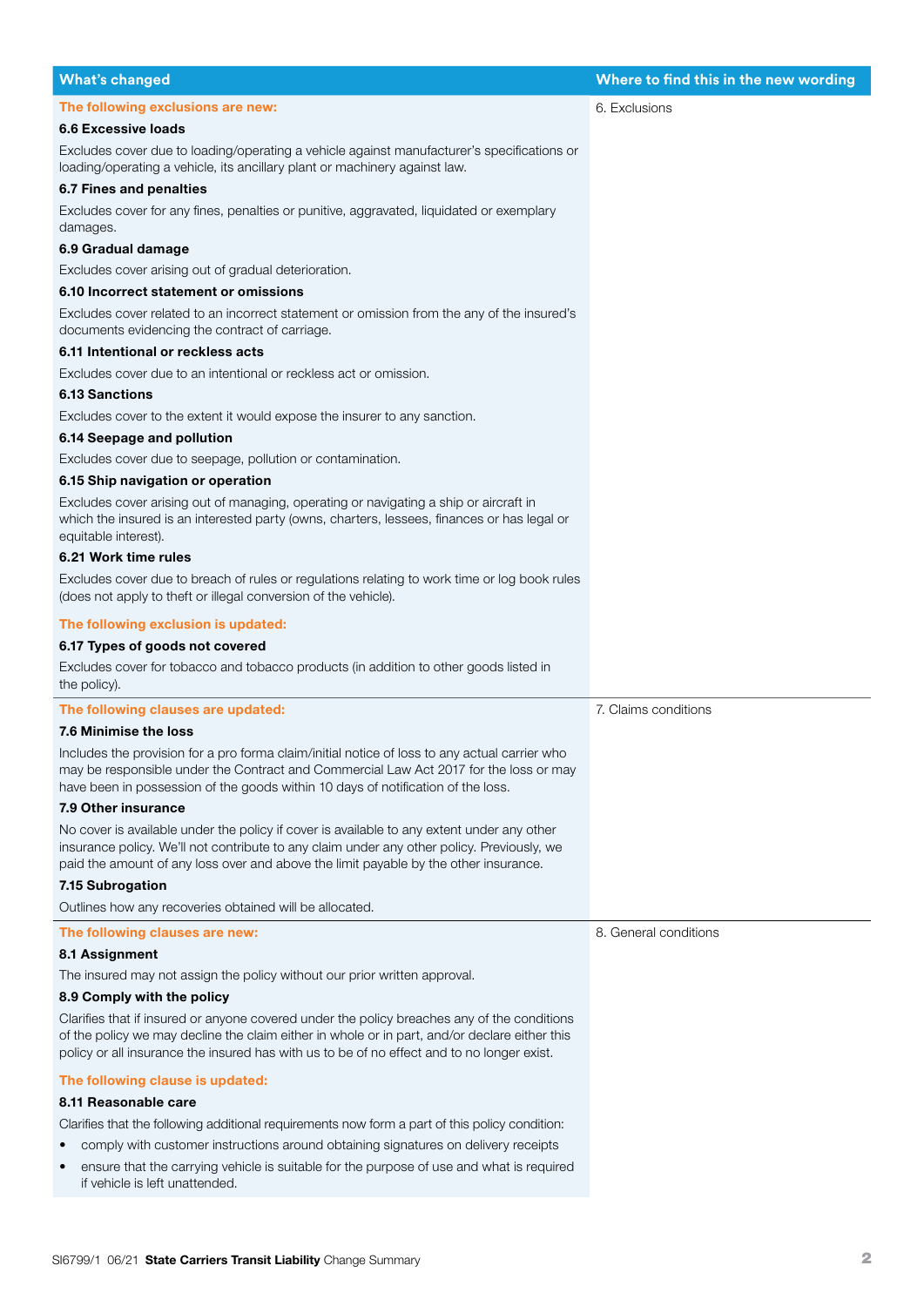| What's changed | Where to find this in the new wording |
|---|---|
| **The following exclusions are new:**<br><br>**6.6 Excessive loads**<br>Excludes cover due to loading/operating a vehicle against manufacturer's specifications or loading/operating a vehicle, its ancillary plant or machinery against law.<br><br>**6.7 Fines and penalties**<br>Excludes cover for any fines, penalties or punitive, aggravated, liquidated or exemplary damages.<br><br>**6.9 Gradual damage**<br>Excludes cover arising out of gradual deterioration.<br><br>**6.10 Incorrect statement or omissions**<br>Excludes cover related to an incorrect statement or omission from the any of the insured's documents evidencing the contract of carriage.<br><br>**6.11 Intentional or reckless acts**<br>Excludes cover due to an intentional or reckless act or omission.<br><br>**6.13 Sanctions**<br>Excludes cover to the extent it would expose the insurer to any sanction.<br><br>**6.14 Seepage and pollution**<br>Excludes cover due to seepage, pollution or contamination.<br><br>**6.15 Ship navigation or operation**<br>Excludes cover arising out of managing, operating or navigating a ship or aircraft in which the insured is an interested party (owns, charters, lessees, finances or has legal or equitable interest).<br><br>**6.21 Work time rules**<br>Excludes cover due to breach of rules or regulations relating to work time or log book rules (does not apply to theft or illegal conversion of the vehicle).<br><br>**The following exclusion is updated:**<br><br>**6.17 Types of goods not covered**<br>Excludes cover for tobacco and tobacco products (in addition to other goods listed in the policy). | 6. Exclusions |
| **The following clauses are updated:**<br><br>**7.6 Minimise the loss**<br>Includes the provision for a pro forma claim/initial notice of loss to any actual carrier who may be responsible under the Contract and Commercial Law Act 2017 for the loss or may have been in possession of the goods within 10 days of notification of the loss.<br><br>**7.9 Other insurance**<br>No cover is available under the policy if cover is available to any extent under any other insurance policy. We'll not contribute to any claim under any other policy. Previously, we paid the amount of any loss over and above the limit payable by the other insurance.<br><br>**7.15 Subrogation**<br>Outlines how any recoveries obtained will be allocated. | 7. Claims conditions |
| **The following clauses are new:**<br><br>**8.1 Assignment**<br>The insured may not assign the policy without our prior written approval.<br><br>**8.9 Comply with the policy**<br>Clarifies that if insured or anyone covered under the policy breaches any of the conditions of the policy we may decline the claim either in whole or in part, and/or declare either this policy or all insurance the insured has with us to be of no effect and to no longer exist.<br><br>**The following clause is updated:**<br><br>**8.11 Reasonable care**<br>Clarifies that the following additional requirements now form a part of this policy condition:<br>• comply with customer instructions around obtaining signatures on delivery receipts<br>• ensure that the carrying vehicle is suitable for the purpose of use and what is required if vehicle is left unattended. | 8. General conditions |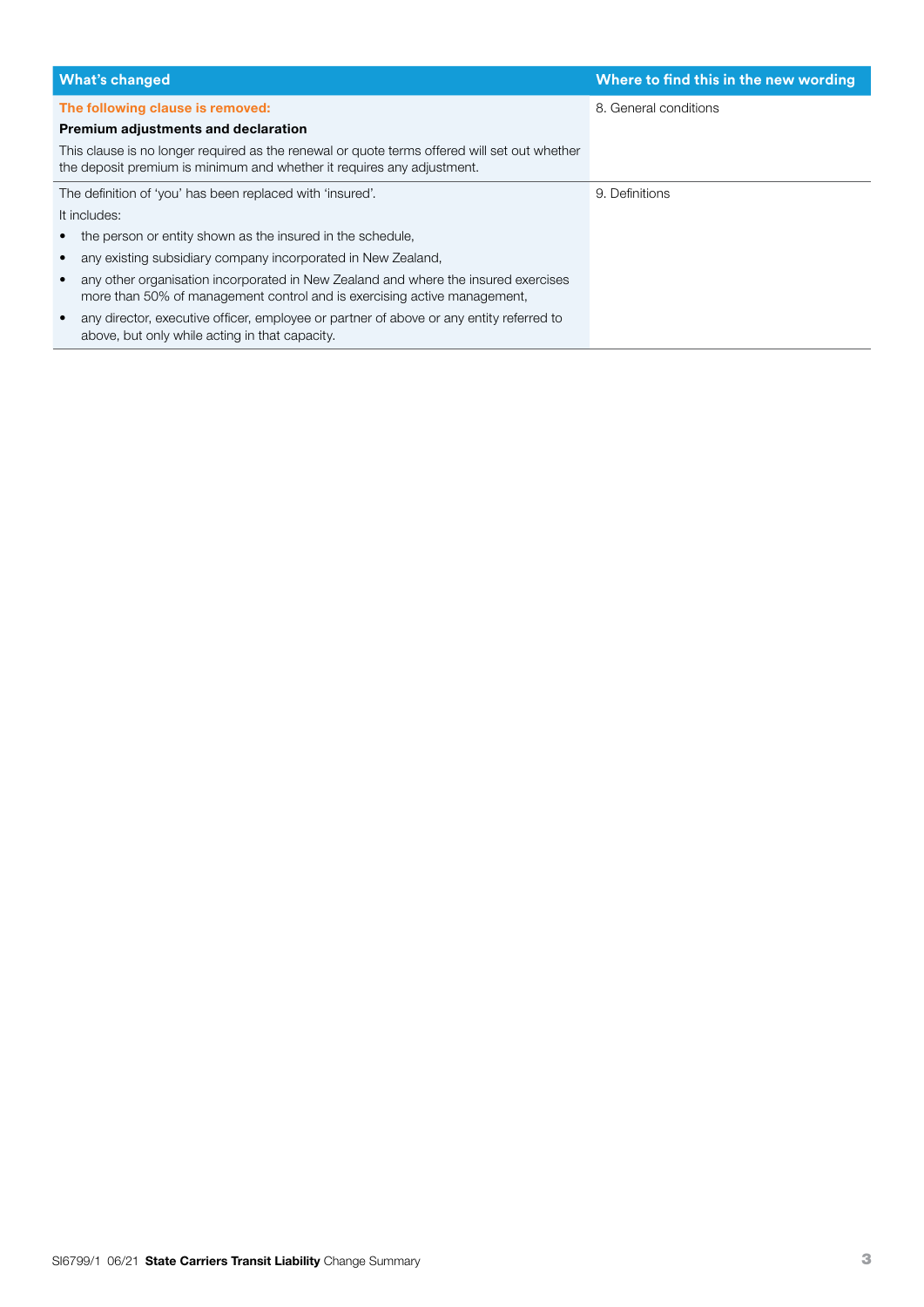| What's changed | Where to find this in the new wording |
| --- | --- |
| **The following clause is removed:**<br>**Premium adjustments and declaration**<br>This clause is no longer required as the renewal or quote terms offered will set out whether the deposit premium is minimum and whether it requires any adjustment. | 8. General conditions |
| The definition of 'you' has been replaced with 'insured'.<br>It includes:<br>• the person or entity shown as the insured in the schedule,<br>• any existing subsidiary company incorporated in New Zealand,<br>• any other organisation incorporated in New Zealand and where the insured exercises more than 50% of management control and is exercising active management,<br>• any director, executive officer, employee or partner of above or any entity referred to above, but only while acting in that capacity. | 9. Definitions |